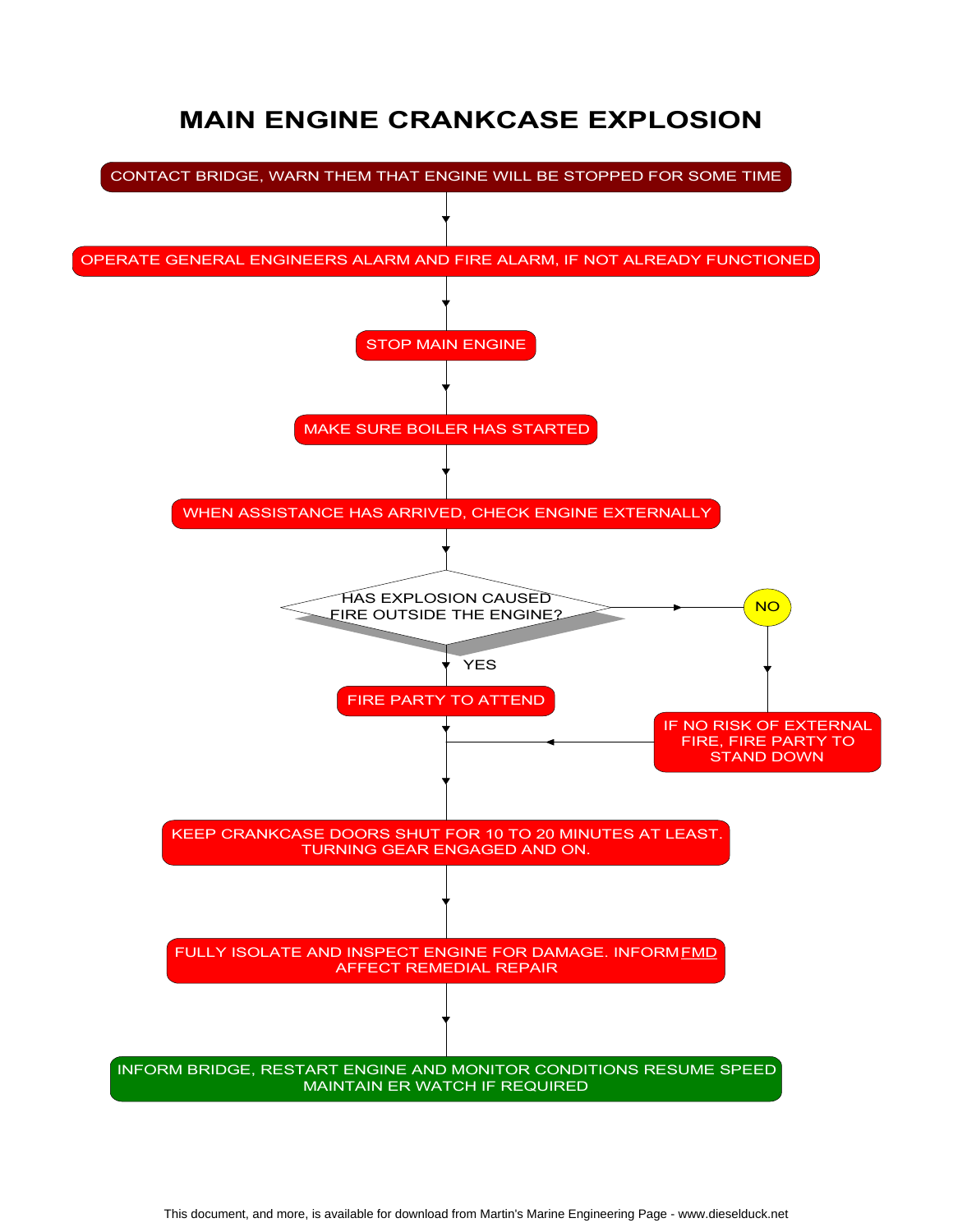# MAIN ENGINE CRANKCASE EXPLOSION

CONTACT BRIDGE, WARN THEM THAT ENGINE WILL BE STOPPED FOR SOME TIME

↓

OPERATE GENERAL ENGINEERS ALARM AND FIRE ALARM, IF NOT ALREADY FUNCTIONED

↓

STOP MAIN ENGINE

↓

MAKE SURE BOILER HAS STARTED

↓

WHEN ASSISTANCE HAS ARRIVED, CHECK ENGINE EXTERNALLY

↓

HAS EXPLOSION CAUSED FIRE OUTSIDE THE ENGINE?

- YES → FIRE PARTY TO ATTEND
- NO → IF NO RISK OF EXTERNAL FIRE, FIRE PARTY TO STAND DOWN

↓

KEEP CRANKCASE DOORS SHUT FOR 10 TO 20 MINUTES AT LEAST. TURNING GEAR ENGAGED AND ON.

↓

FULLY ISOLATE AND INSPECT ENGINE FOR DAMAGE. INFORM FMD AFFECT REMEDIAL REPAIR

↓

INFORM BRIDGE, RESTART ENGINE AND MONITOR CONDITIONS RESUME SPEED MAINTAIN ER WATCH IF REQUIRED

This document, and more, is available for download from Martin's Marine Engineering Page - www.dieselduck.net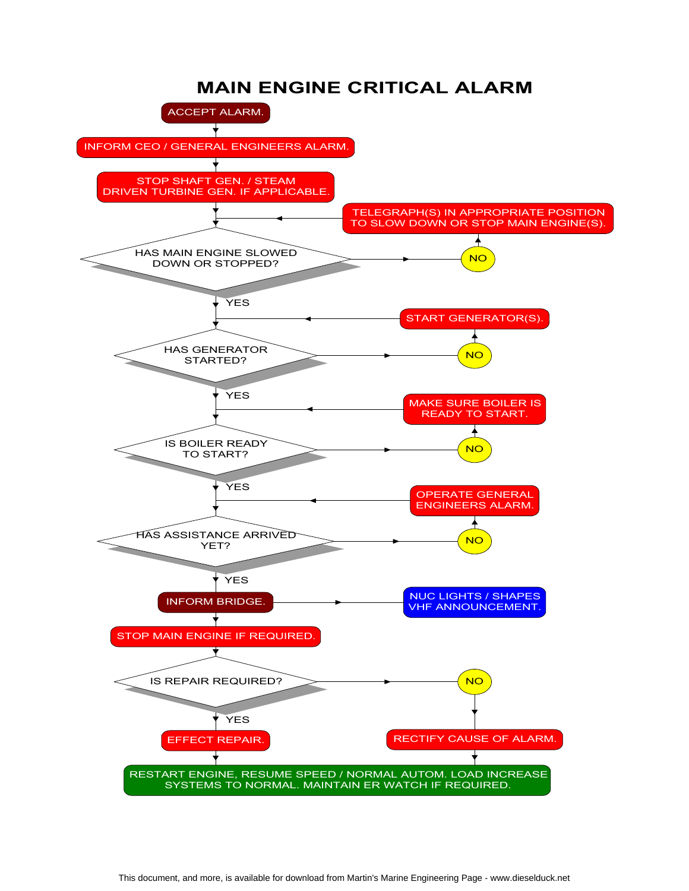# MAIN ENGINE CRITICAL ALARM

- ACCEPT ALARM.
- INFORM CEO / GENERAL ENGINEERS ALARM.
- STOP SHAFT GEN. / STEAM DRIVEN TURBINE GEN. IF APPLICABLE.
- HAS MAIN ENGINE SLOWED DOWN OR STOPPED?
  - NO → TELEGRAPH(S) IN APPROPRIATE POSITION TO SLOW DOWN OR STOP MAIN ENGINE(S).
  - YES ↓
- HAS GENERATOR STARTED?
  - NO → START GENERATOR(S).
  - YES ↓
- IS BOILER READY TO START?
  - NO → MAKE SURE BOILER IS READY TO START.
  - YES ↓
- HAS ASSISTANCE ARRIVED YET?
  - NO → OPERATE GENERAL ENGINEERS ALARM.
  - YES ↓
- INFORM BRIDGE. → NUC LIGHTS / SHAPES VHF ANNOUNCEMENT.
- STOP MAIN ENGINE IF REQUIRED.
- IS REPAIR REQUIRED?
  - NO → RECTIFY CAUSE OF ALARM.
  - YES → EFFECT REPAIR.
- RESTART ENGINE, RESUME SPEED / NORMAL AUTOM. LOAD INCREASE SYSTEMS TO NORMAL. MAINTAIN ER WATCH IF REQUIRED.

This document, and more, is available for download from Martin's Marine Engineering Page - www.dieselduck.net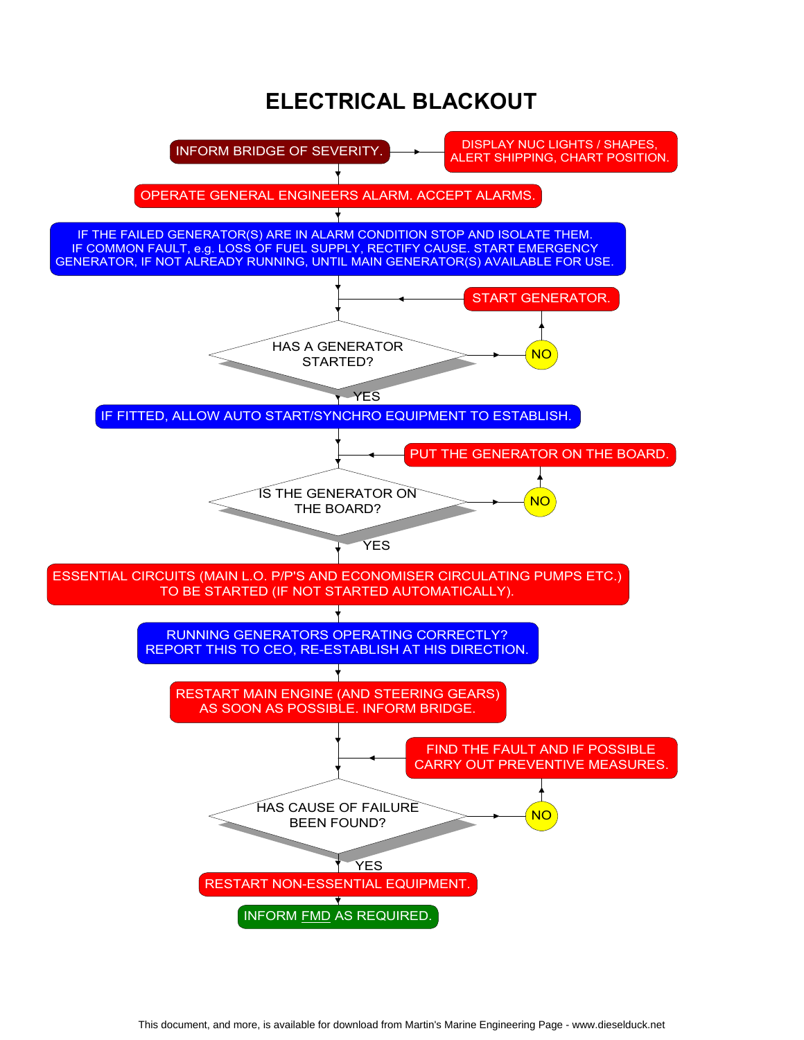# ELECTRICAL BLACKOUT

INFORM BRIDGE OF SEVERITY. → DISPLAY NUC LIGHTS / SHAPES, ALERT SHIPPING, CHART POSITION.

OPERATE GENERAL ENGINEERS ALARM. ACCEPT ALARMS.

IF THE FAILED GENERATOR(S) ARE IN ALARM CONDITION STOP AND ISOLATE THEM. IF COMMON FAULT, e.g. LOSS OF FUEL SUPPLY, RECTIFY CAUSE. START EMERGENCY GENERATOR, IF NOT ALREADY RUNNING, UNTIL MAIN GENERATOR(S) AVAILABLE FOR USE.

HAS A GENERATOR STARTED?
- NO → START GENERATOR. (return to "HAS A GENERATOR STARTED?")
- YES ↓

IF FITTED, ALLOW AUTO START/SYNCHRO EQUIPMENT TO ESTABLISH.

IS THE GENERATOR ON THE BOARD?
- NO → PUT THE GENERATOR ON THE BOARD. (return to "IS THE GENERATOR ON THE BOARD?")
- YES ↓

ESSENTIAL CIRCUITS (MAIN L.O. P/P'S AND ECONOMISER CIRCULATING PUMPS ETC.) TO BE STARTED (IF NOT STARTED AUTOMATICALLY).

RUNNING GENERATORS OPERATING CORRECTLY? REPORT THIS TO CEO, RE-ESTABLISH AT HIS DIRECTION.

RESTART MAIN ENGINE (AND STEERING GEARS) AS SOON AS POSSIBLE. INFORM BRIDGE.

HAS CAUSE OF FAILURE BEEN FOUND?
- NO → FIND THE FAULT AND IF POSSIBLE CARRY OUT PREVENTIVE MEASURES. (return to "HAS CAUSE OF FAILURE BEEN FOUND?")
- YES ↓

RESTART NON-ESSENTIAL EQUIPMENT.

INFORM FMD AS REQUIRED.

This document, and more, is available for download from Martin's Marine Engineering Page - www.dieselduck.net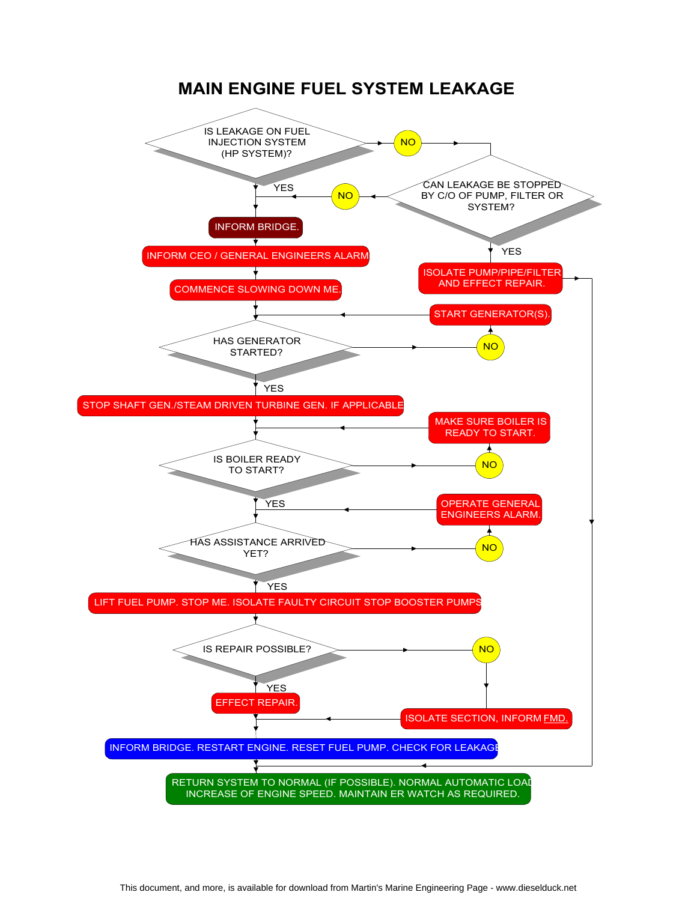# MAIN ENGINE FUEL SYSTEM LEAKAGE

- IS LEAKAGE ON FUEL INJECTION SYSTEM (HP SYSTEM)?
  - NO → CAN LEAKAGE BE STOPPED BY C/O OF PUMP, FILTER OR SYSTEM?
    - YES → ISOLATE PUMP/PIPE/FILTER AND EFFECT REPAIR. → RETURN SYSTEM TO NORMAL
    - NO → INFORM BRIDGE.
  - YES → INFORM BRIDGE.

INFORM BRIDGE.

INFORM CEO / GENERAL ENGINEERS ALARM

COMMENCE SLOWING DOWN ME.

- HAS GENERATOR STARTED?
  - NO → START GENERATOR(S). → back to HAS GENERATOR STARTED?
  - YES → STOP SHAFT GEN./STEAM DRIVEN TURBINE GEN. IF APPLICABLE

- IS BOILER READY TO START?
  - NO → MAKE SURE BOILER IS READY TO START. → back to IS BOILER READY TO START?
  - YES → HAS ASSISTANCE ARRIVED YET?

- HAS ASSISTANCE ARRIVED YET?
  - NO → OPERATE GENERAL ENGINEERS ALARM. → back to HAS ASSISTANCE ARRIVED YET?
  - YES → LIFT FUEL PUMP. STOP ME. ISOLATE FAULTY CIRCUIT STOP BOOSTER PUMPS

- IS REPAIR POSSIBLE?
  - YES → EFFECT REPAIR.
  - NO → ISOLATE SECTION, INFORM FMD.

INFORM BRIDGE. RESTART ENGINE. RESET FUEL PUMP. CHECK FOR LEAKAGE

RETURN SYSTEM TO NORMAL (IF POSSIBLE). NORMAL AUTOMATIC LOAD INCREASE OF ENGINE SPEED. MAINTAIN ER WATCH AS REQUIRED.

This document, and more, is available for download from Martin's Marine Engineering Page - www.dieselduck.net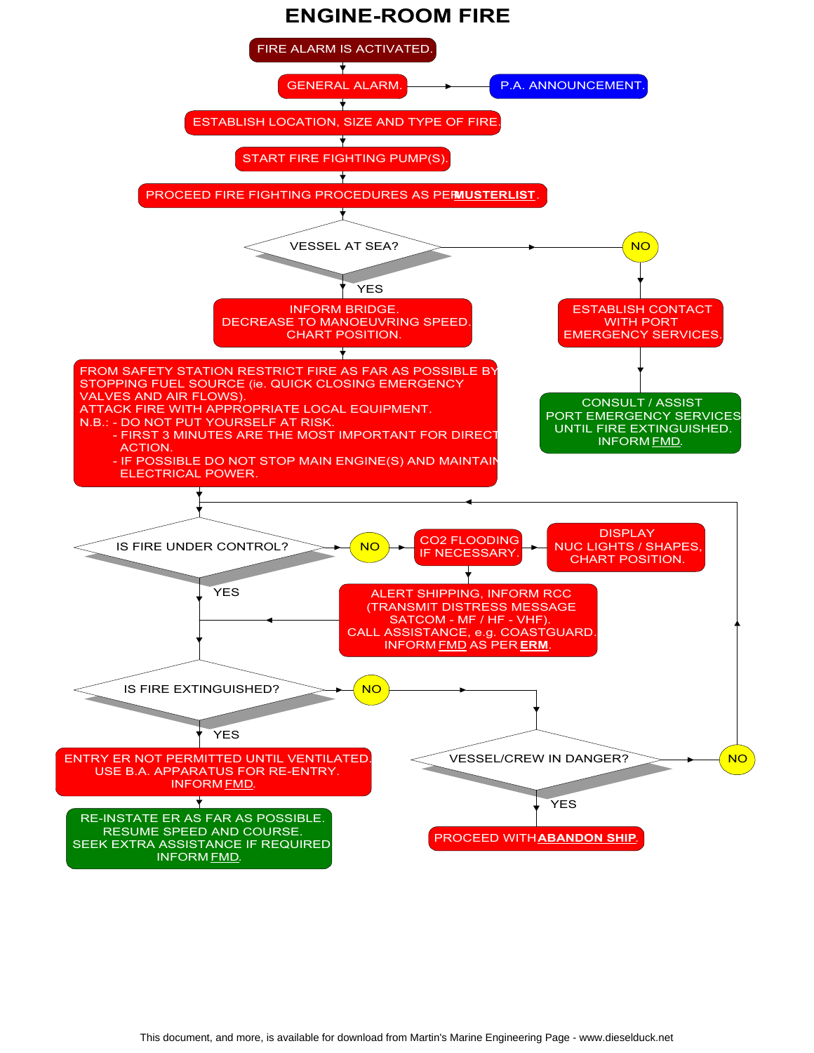# ENGINE-ROOM FIRE

FIRE ALARM IS ACTIVATED.

GENERAL ALARM. → P.A. ANNOUNCEMENT.

ESTABLISH LOCATION, SIZE AND TYPE OF FIRE.

START FIRE FIGHTING PUMP(S).

PROCEED FIRE FIGHTING PROCEDURES AS PER **MUSTERLIST**.

**VESSEL AT SEA?**

- **NO** →
  - ESTABLISH CONTACT WITH PORT EMERGENCY SERVICES.
  - CONSULT / ASSIST PORT EMERGENCY SERVICES UNTIL FIRE EXTINGUISHED. INFORM FMD.

- **YES** →
  - INFORM BRIDGE. DECREASE TO MANOEUVRING SPEED. CHART POSITION.
  - FROM SAFETY STATION RESTRICT FIRE AS FAR AS POSSIBLE BY STOPPING FUEL SOURCE (ie. QUICK CLOSING EMERGENCY VALVES AND AIR FLOWS).
    ATTACK FIRE WITH APPROPRIATE LOCAL EQUIPMENT.
    N.B.: - DO NOT PUT YOURSELF AT RISK.
    - FIRST 3 MINUTES ARE THE MOST IMPORTANT FOR DIRECT ACTION.
    - IF POSSIBLE DO NOT STOP MAIN ENGINE(S) AND MAINTAIN ELECTRICAL POWER.

**IS FIRE UNDER CONTROL?**

- **NO** →
  - CO2 FLOODING IF NECESSARY. → DISPLAY NUC LIGHTS / SHAPES, CHART POSITION.
  - ALERT SHIPPING, INFORM RCC (TRANSMIT DISTRESS MESSAGE SATCOM - MF / HF - VHF). CALL ASSISTANCE, e.g. COASTGUARD. INFORM FMD AS PER **ERM**.
- **YES** → IS FIRE EXTINGUISHED?

**IS FIRE EXTINGUISHED?**

- **YES** →
  - ENTRY ER NOT PERMITTED UNTIL VENTILATED. USE B.A. APPARATUS FOR RE-ENTRY. INFORM FMD.
  - RE-INSTATE ER AS FAR AS POSSIBLE. RESUME SPEED AND COURSE. SEEK EXTRA ASSISTANCE IF REQUIRED INFORM FMD.
- **NO** → VESSEL/CREW IN DANGER?

**VESSEL/CREW IN DANGER?**

- **YES** → PROCEED WITH **ABANDON SHIP**.
- **NO** → return to IS FIRE UNDER CONTROL?

This document, and more, is available for download from Martin's Marine Engineering Page - www.dieselduck.net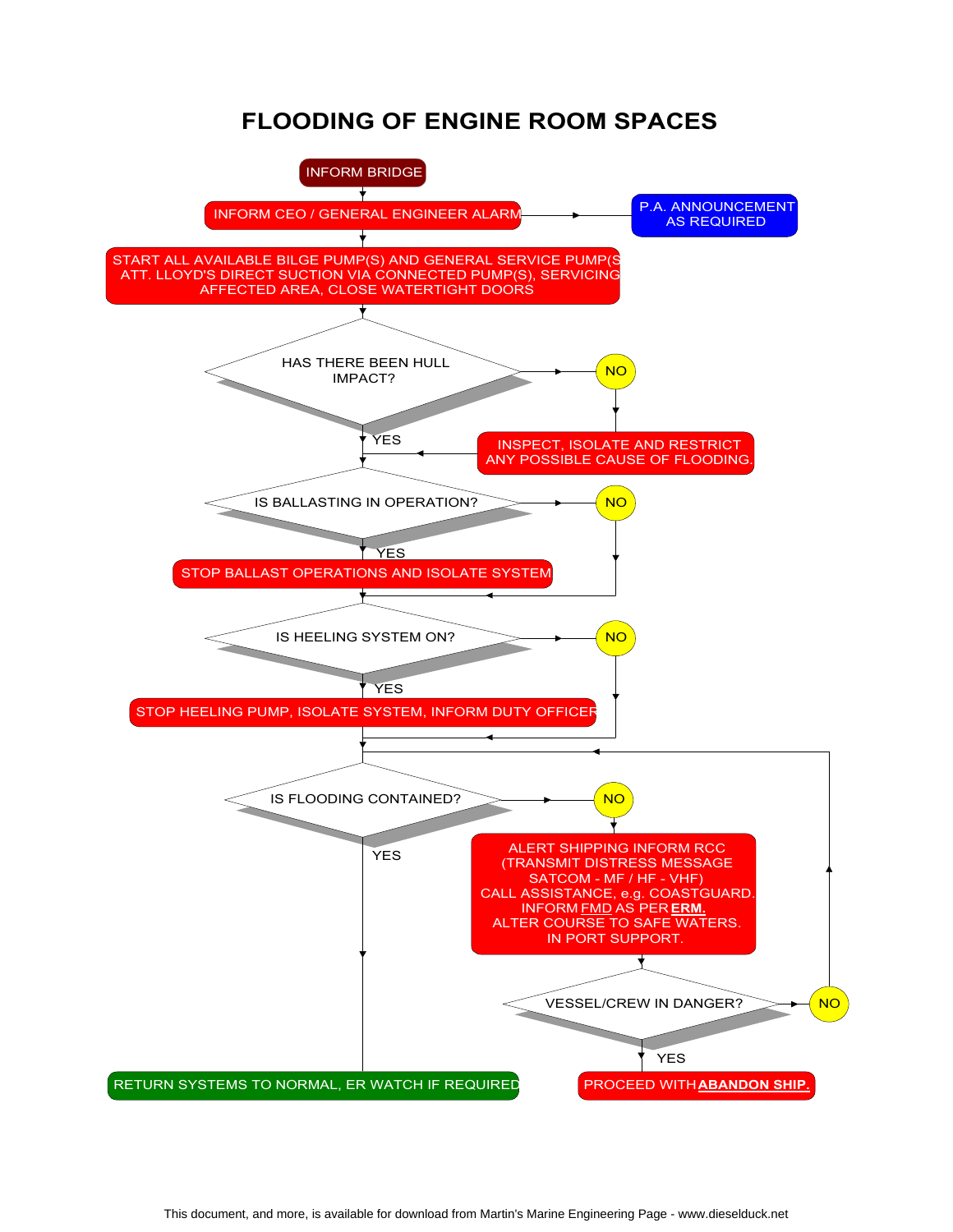# FLOODING OF ENGINE ROOM SPACES

INFORM BRIDGE

INFORM CEO / GENERAL ENGINEER ALARM

P.A. ANNOUNCEMENT AS REQUIRED

START ALL AVAILABLE BILGE PUMP(S) AND GENERAL SERVICE PUMP(S) ATT. LLOYD'S DIRECT SUCTION VIA CONNECTED PUMP(S), SERVICING AFFECTED AREA, CLOSE WATERTIGHT DOORS

HAS THERE BEEN HULL IMPACT?

NO

INSPECT, ISOLATE AND RESTRICT ANY POSSIBLE CAUSE OF FLOODING.

YES

IS BALLASTING IN OPERATION?

NO

YES

STOP BALLAST OPERATIONS AND ISOLATE SYSTEM

IS HEELING SYSTEM ON?

NO

YES

STOP HEELING PUMP, ISOLATE SYSTEM, INFORM DUTY OFFICER

IS FLOODING CONTAINED?

NO

ALERT SHIPPING INFORM RCC (TRANSMIT DISTRESS MESSAGE SATCOM - MF / HF - VHF) CALL ASSISTANCE, e.g. COASTGUARD. INFORM FMD AS PER **ERM.** ALTER COURSE TO SAFE WATERS. IN PORT SUPPORT.

VESSEL/CREW IN DANGER?

NO

YES

PROCEED WITH **ABANDON SHIP.**

YES

RETURN SYSTEMS TO NORMAL, ER WATCH IF REQUIRED

This document, and more, is available for download from Martin's Marine Engineering Page - www.dieselduck.net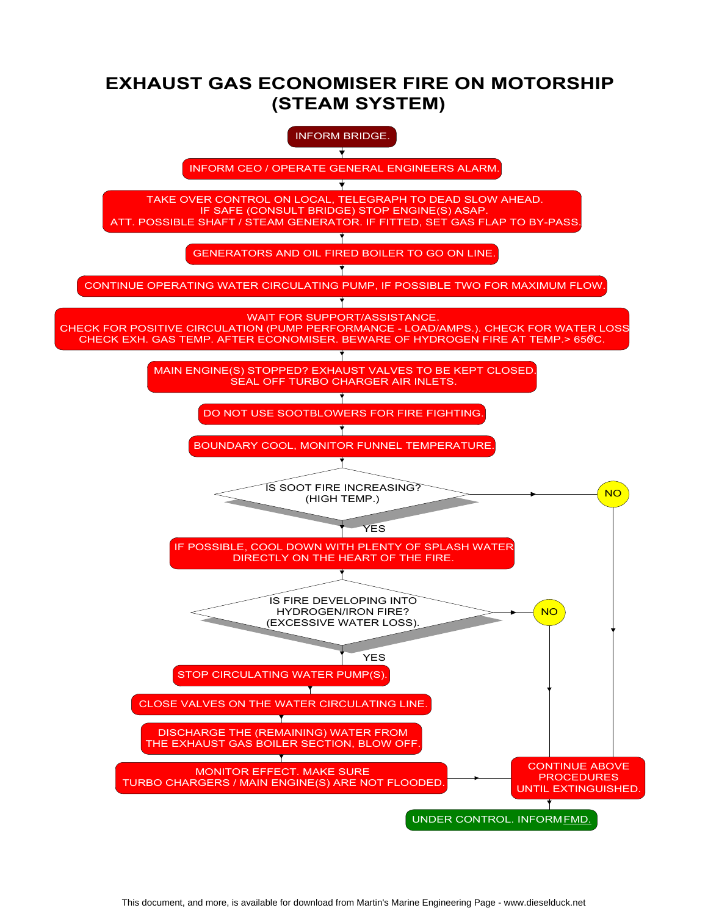# EXHAUST GAS ECONOMISER FIRE ON MOTORSHIP (STEAM SYSTEM)

INFORM BRIDGE.

INFORM CEO / OPERATE GENERAL ENGINEERS ALARM.

TAKE OVER CONTROL ON LOCAL, TELEGRAPH TO DEAD SLOW AHEAD.
IF SAFE (CONSULT BRIDGE) STOP ENGINE(S) ASAP.
ATT. POSSIBLE SHAFT / STEAM GENERATOR. IF FITTED, SET GAS FLAP TO BY-PASS.

GENERATORS AND OIL FIRED BOILER TO GO ON LINE.

CONTINUE OPERATING WATER CIRCULATING PUMP, IF POSSIBLE TWO FOR MAXIMUM FLOW.

WAIT FOR SUPPORT/ASSISTANCE.
CHECK FOR POSITIVE CIRCULATION (PUMP PERFORMANCE - LOAD/AMPS.). CHECK FOR WATER LOSS
CHECK EXH. GAS TEMP. AFTER ECONOMISER. BEWARE OF HYDROGEN FIRE AT TEMP.> 650°C.

MAIN ENGINE(S) STOPPED? EXHAUST VALVES TO BE KEPT CLOSED.
SEAL OFF TURBO CHARGER AIR INLETS.

DO NOT USE SOOTBLOWERS FOR FIRE FIGHTING.

BOUNDARY COOL, MONITOR FUNNEL TEMPERATURE.

IS SOOT FIRE INCREASING? (HIGH TEMP.)
- NO → CONTINUE ABOVE PROCEDURES UNTIL EXTINGUISHED.
- YES ↓

IF POSSIBLE, COOL DOWN WITH PLENTY OF SPLASH WATER DIRECTLY ON THE HEART OF THE FIRE.

IS FIRE DEVELOPING INTO HYDROGEN/IRON FIRE? (EXCESSIVE WATER LOSS).
- NO → CONTINUE ABOVE PROCEDURES UNTIL EXTINGUISHED.
- YES ↓

STOP CIRCULATING WATER PUMP(S).

CLOSE VALVES ON THE WATER CIRCULATING LINE.

DISCHARGE THE (REMAINING) WATER FROM THE EXHAUST GAS BOILER SECTION, BLOW OFF.

MONITOR EFFECT. MAKE SURE TURBO CHARGERS / MAIN ENGINE(S) ARE NOT FLOODED. → CONTINUE ABOVE PROCEDURES UNTIL EXTINGUISHED.

CONTINUE ABOVE PROCEDURES UNTIL EXTINGUISHED.

UNDER CONTROL. INFORM FMD.

This document, and more, is available for download from Martin's Marine Engineering Page - www.dieselduck.net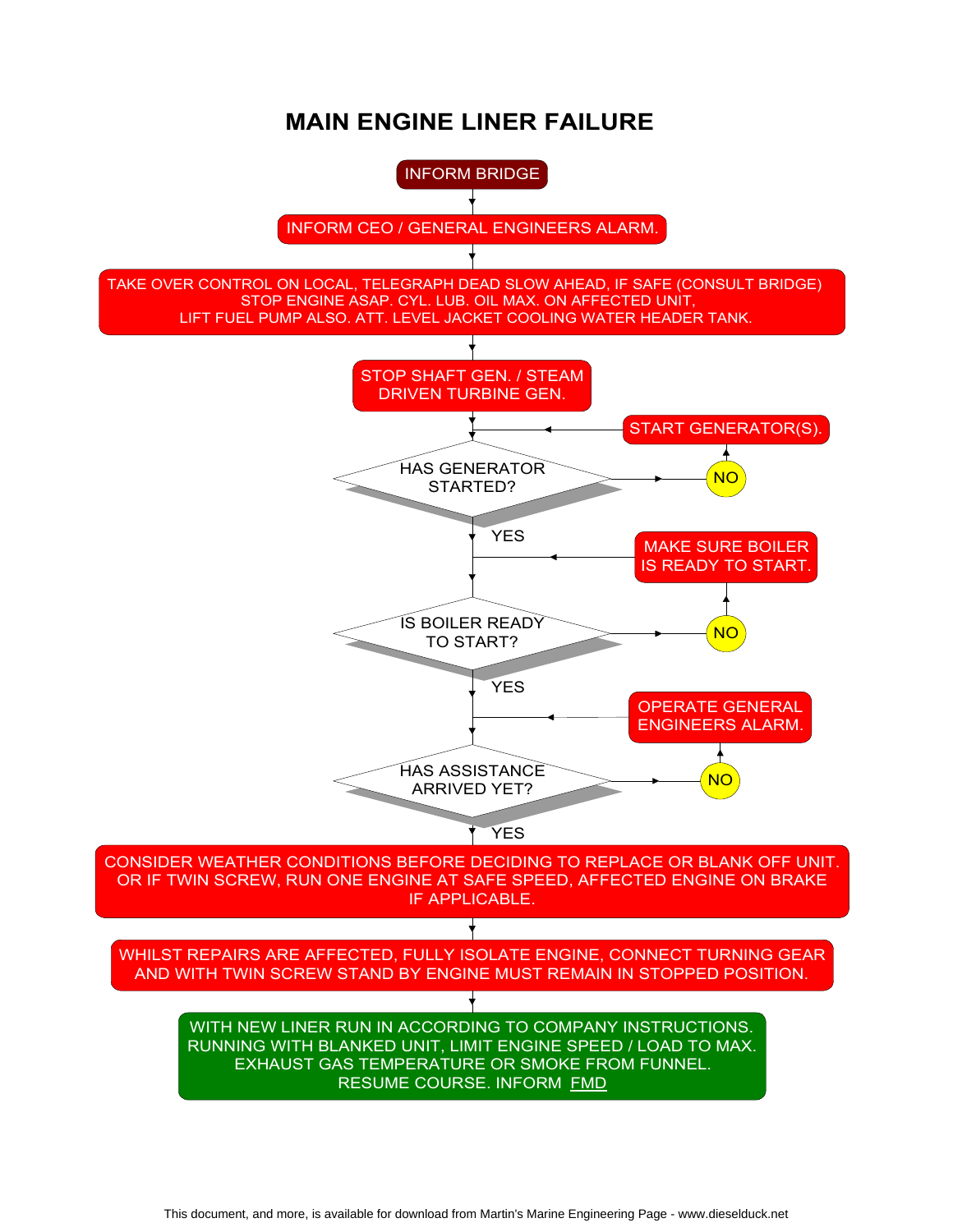# MAIN ENGINE LINER FAILURE

INFORM BRIDGE

INFORM CEO / GENERAL ENGINEERS ALARM.

TAKE OVER CONTROL ON LOCAL, TELEGRAPH DEAD SLOW AHEAD, IF SAFE (CONSULT BRIDGE) STOP ENGINE ASAP. CYL. LUB. OIL MAX. ON AFFECTED UNIT, LIFT FUEL PUMP ALSO. ATT. LEVEL JACKET COOLING WATER HEADER TANK.

STOP SHAFT GEN. / STEAM DRIVEN TURBINE GEN.

HAS GENERATOR STARTED?
- NO → START GENERATOR(S). (return to "HAS GENERATOR STARTED?")
- YES ↓

IS BOILER READY TO START?
- NO → MAKE SURE BOILER IS READY TO START. (return to "IS BOILER READY TO START?")
- YES ↓

HAS ASSISTANCE ARRIVED YET?
- NO → OPERATE GENERAL ENGINEERS ALARM. (return to "HAS ASSISTANCE ARRIVED YET?")
- YES ↓

CONSIDER WEATHER CONDITIONS BEFORE DECIDING TO REPLACE OR BLANK OFF UNIT. OR IF TWIN SCREW, RUN ONE ENGINE AT SAFE SPEED, AFFECTED ENGINE ON BRAKE IF APPLICABLE.

WHILST REPAIRS ARE AFFECTED, FULLY ISOLATE ENGINE, CONNECT TURNING GEAR AND WITH TWIN SCREW STAND BY ENGINE MUST REMAIN IN STOPPED POSITION.

WITH NEW LINER RUN IN ACCORDING TO COMPANY INSTRUCTIONS. RUNNING WITH BLANKED UNIT, LIMIT ENGINE SPEED / LOAD TO MAX. EXHAUST GAS TEMPERATURE OR SMOKE FROM FUNNEL. RESUME COURSE. INFORM FMD

This document, and more, is available for download from Martin's Marine Engineering Page - www.dieselduck.net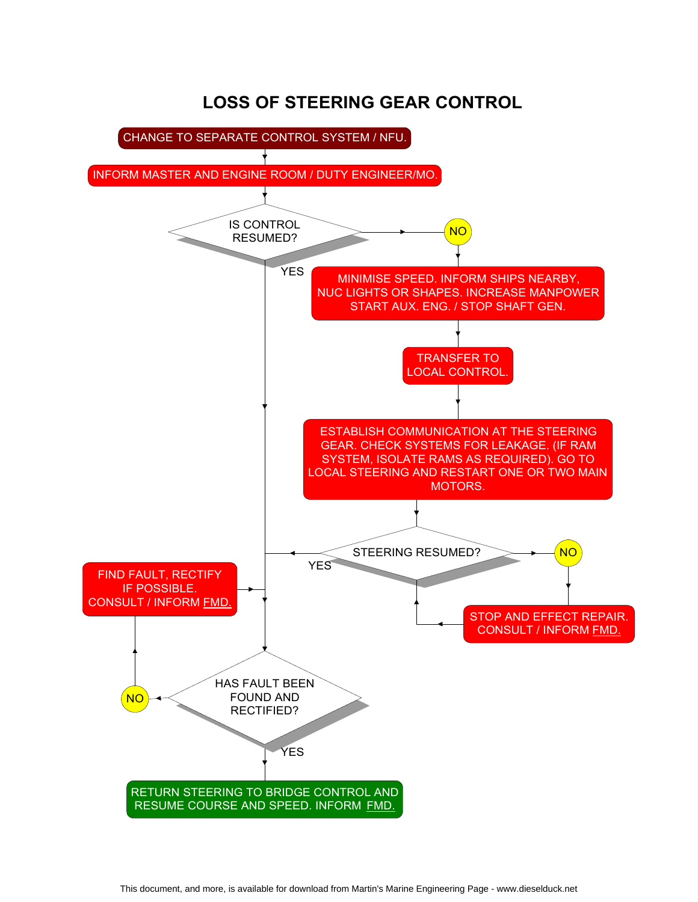# LOSS OF STEERING GEAR CONTROL

CHANGE TO SEPARATE CONTROL SYSTEM / NFU.

INFORM MASTER AND ENGINE ROOM / DUTY ENGINEER/MO.

IS CONTROL RESUMED?

YES

NO

MINIMISE SPEED. INFORM SHIPS NEARBY, NUC LIGHTS OR SHAPES. INCREASE MANPOWER START AUX. ENG. / STOP SHAFT GEN.

TRANSFER TO LOCAL CONTROL.

ESTABLISH COMMUNICATION AT THE STEERING GEAR. CHECK SYSTEMS FOR LEAKAGE. (IF RAM SYSTEM, ISOLATE RAMS AS REQUIRED). GO TO LOCAL STEERING AND RESTART ONE OR TWO MAIN MOTORS.

STEERING RESUMED?

YES

NO

STOP AND EFFECT REPAIR. CONSULT / INFORM FMD.

FIND FAULT, RECTIFY IF POSSIBLE. CONSULT / INFORM FMD.

HAS FAULT BEEN FOUND AND RECTIFIED?

NO

YES

RETURN STEERING TO BRIDGE CONTROL AND RESUME COURSE AND SPEED. INFORM FMD.

This document, and more, is available for download from Martin's Marine Engineering Page - www.dieselduck.net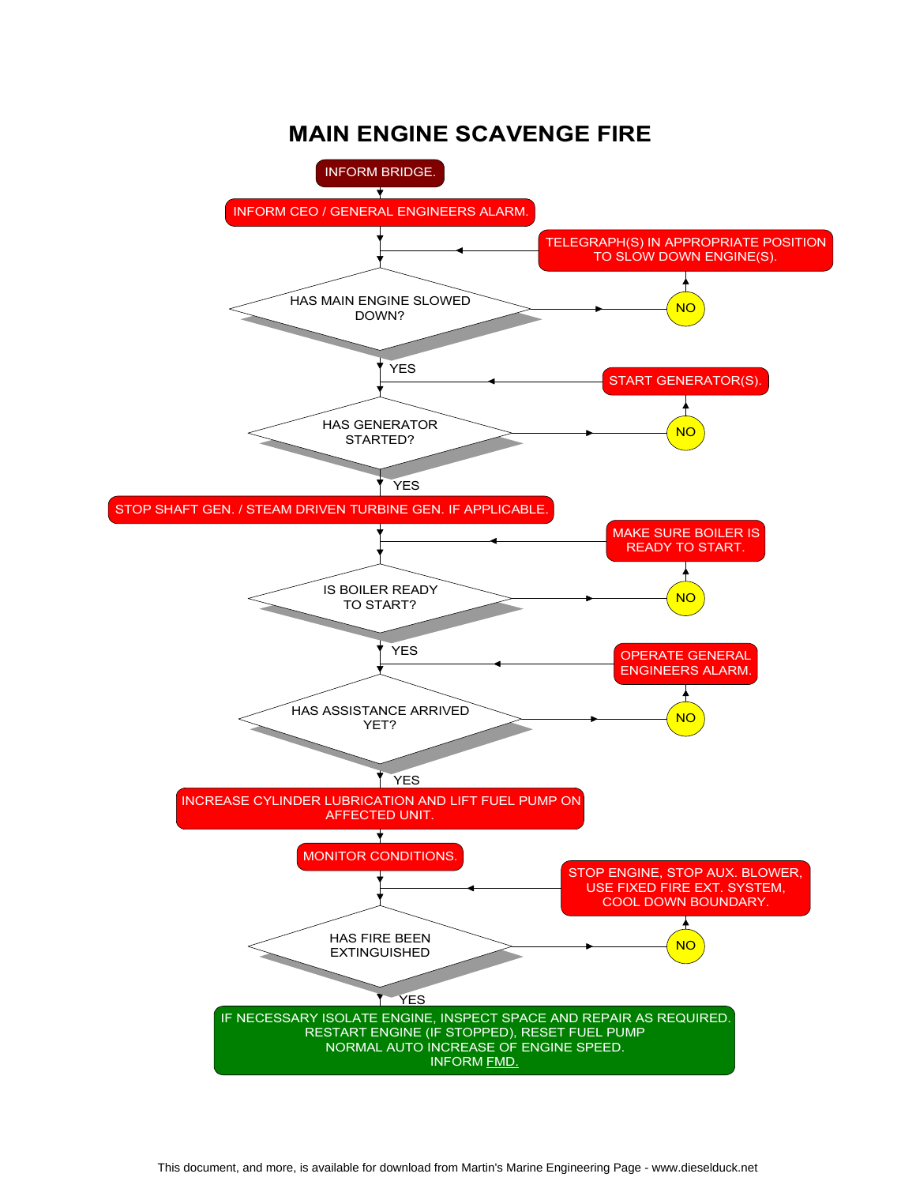# MAIN ENGINE SCAVENGE FIRE

INFORM BRIDGE.

INFORM CEO / GENERAL ENGINEERS ALARM.

TELEGRAPH(S) IN APPROPRIATE POSITION TO SLOW DOWN ENGINE(S).

HAS MAIN ENGINE SLOWED DOWN?

NO

YES

START GENERATOR(S).

HAS GENERATOR STARTED?

NO

YES

STOP SHAFT GEN. / STEAM DRIVEN TURBINE GEN. IF APPLICABLE.

MAKE SURE BOILER IS READY TO START.

IS BOILER READY TO START?

NO

YES

OPERATE GENERAL ENGINEERS ALARM.

HAS ASSISTANCE ARRIVED YET?

NO

YES

INCREASE CYLINDER LUBRICATION AND LIFT FUEL PUMP ON AFFECTED UNIT.

MONITOR CONDITIONS.

STOP ENGINE, STOP AUX. BLOWER, USE FIXED FIRE EXT. SYSTEM, COOL DOWN BOUNDARY.

HAS FIRE BEEN EXTINGUISHED

NO

YES

IF NECESSARY ISOLATE ENGINE, INSPECT SPACE AND REPAIR AS REQUIRED.
RESTART ENGINE (IF STOPPED), RESET FUEL PUMP
NORMAL AUTO INCREASE OF ENGINE SPEED.
INFORM FMD.

This document, and more, is available for download from Martin's Marine Engineering Page - www.dieselduck.net